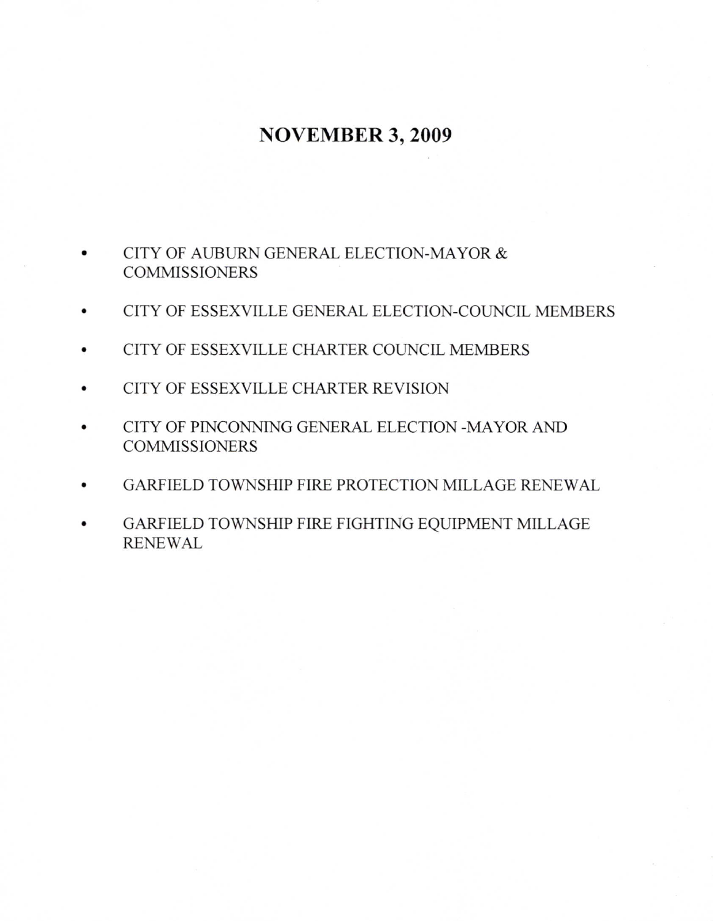# NOVEMBER 3, 2009

- CITY OF AUBURN GENERAL ELECTION-MAYOR & COMMISSIONERS
- CITY OF ESSEXVILLE GENERAL ELECTION-COUNCIL MEMBERS
- CITY OF ESSEXVILLE CHARTER COUNCIL MEMBERS
- CITY OF ESSEXVILLE CHARTER REVISION
- CITY OF PINCONNING GENERAL ELECTION -MAYOR AND COMMISSIONERS
- GARFIELD TOWNSHIP FIRE PROTECTION MILLAGE RENEWAL
- GARFIELD TOWNSHIP FIRE FIGHTING EQUIPMENT MILLAGE RENEWAL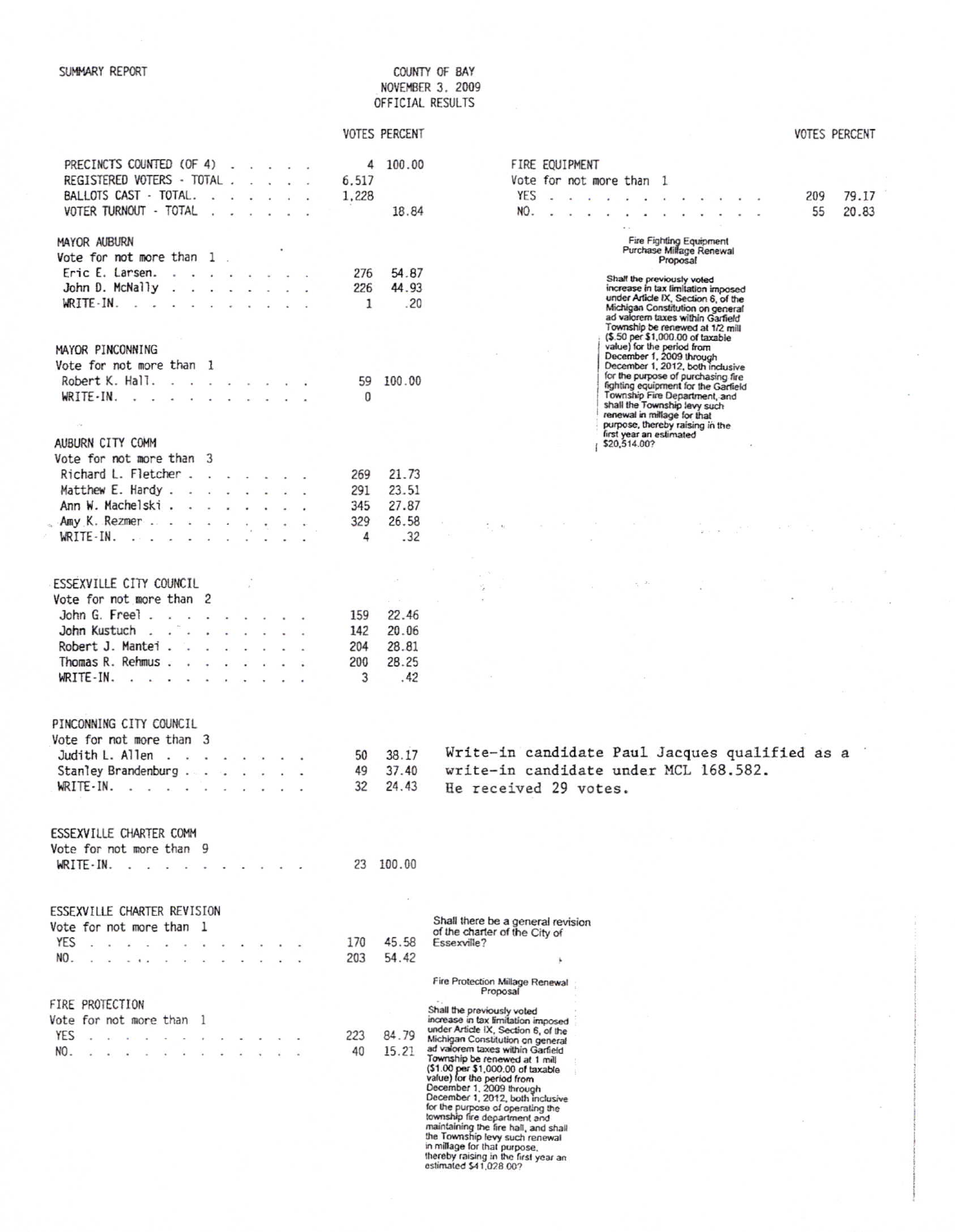SUMMARY REPORT

COUNTY OF BAY
NOVEMBER 3, 2009
OFFICIAL RESULTS

| | VOTES | PERCENT |
|---|---|---|
| PRECINCTS COUNTED (OF 4) | 4 | 100.00 |
| REGISTERED VOTERS - TOTAL | 6,517 | |
| BALLOTS CAST - TOTAL. | 1,228 | |
| VOTER TURNOUT - TOTAL | | 18.84 |

**MAYOR AUBURN**
Vote for not more than 1

| | VOTES | PERCENT |
|---|---|---|
| Eric E. Larsen. | 276 | 54.87 |
| John D. McNally | 226 | 44.93 |
| WRITE-IN. | 1 | .20 |

**MAYOR PINCONNING**
Vote for not more than 1

| | VOTES | PERCENT |
|---|---|---|
| Robert K. Hall. | 59 | 100.00 |
| WRITE-IN. | 0 | |

**AUBURN CITY COMM**
Vote for not more than 3

| | VOTES | PERCENT |
|---|---|---|
| Richard L. Fletcher | 269 | 21.73 |
| Matthew E. Hardy | 291 | 23.51 |
| Ann W. Machelski | 345 | 27.87 |
| Amy K. Rezmer | 329 | 26.58 |
| WRITE-IN. | 4 | .32 |

**ESSEXVILLE CITY COUNCIL**
Vote for not more than 2

| | VOTES | PERCENT |
|---|---|---|
| John G. Freel | 159 | 22.46 |
| John Kustuch | 142 | 20.06 |
| Robert J. Mantei | 204 | 28.81 |
| Thomas R. Rehmus | 200 | 28.25 |
| WRITE-IN. | 3 | .42 |

**PINCONNING CITY COUNCIL**
Vote for not more than 3

| | VOTES | PERCENT |
|---|---|---|
| Judith L. Allen | 50 | 38.17 |
| Stanley Brandenburg | 49 | 37.40 |
| WRITE-IN. | 32 | 24.43 |

Write-in candidate Paul Jacques qualified as a write-in candidate under MCL 168.582. He received 29 votes.

**ESSEXVILLE CHARTER COMM**
Vote for not more than 9

| | VOTES | PERCENT |
|---|---|---|
| WRITE-IN. | 23 | 100.00 |

**ESSEXVILLE CHARTER REVISION**
Vote for not more than 1

| | VOTES | PERCENT |
|---|---|---|
| YES | 170 | 45.58 |
| NO. | 203 | 54.42 |

Shall there be a general revision of the charter of the City of Essexville?

**FIRE PROTECTION**
Vote for not more than 1

| | VOTES | PERCENT |
|---|---|---|
| YES | 223 | 84.79 |
| NO. | 40 | 15.21 |

Fire Protection Millage Renewal Proposal

Shall the previously voted increase in tax limitation imposed under Article IX, Section 6, of the Michigan Constitution on general ad valorem taxes within Garfield Township be renewed at 1 mill ($1.00 per $1,000.00 of taxable value) for the period from December 1, 2009 through December 1, 2012, both inclusive for the purpose of operating the township fire department and maintaining the fire hall, and shall the Township levy such renewal in millage for that purpose, thereby raising in the first year an estimated $41,028.00?

**FIRE EQUIPMENT**
Vote for not more than 1

| | VOTES | PERCENT |
|---|---|---|
| YES | 209 | 79.17 |
| NO. | 55 | 20.83 |

Fire Fighting Equipment Purchase Millage Renewal Proposal

Shall the previously voted increase in tax limitation imposed under Article IX, Section 6, of the Michigan Constitution on general ad valorem taxes within Garfield Township be renewed at 1/2 mill ($.50 per $1,000.00 of taxable value) for the period from December 1, 2009 through December 1, 2012, both inclusive for the purpose of purchasing fire fighting equipment for the Garfield Township Fire Department, and shall the Township levy such renewal in millage for that purpose, thereby raising in the first year an estimated $20,514.00?